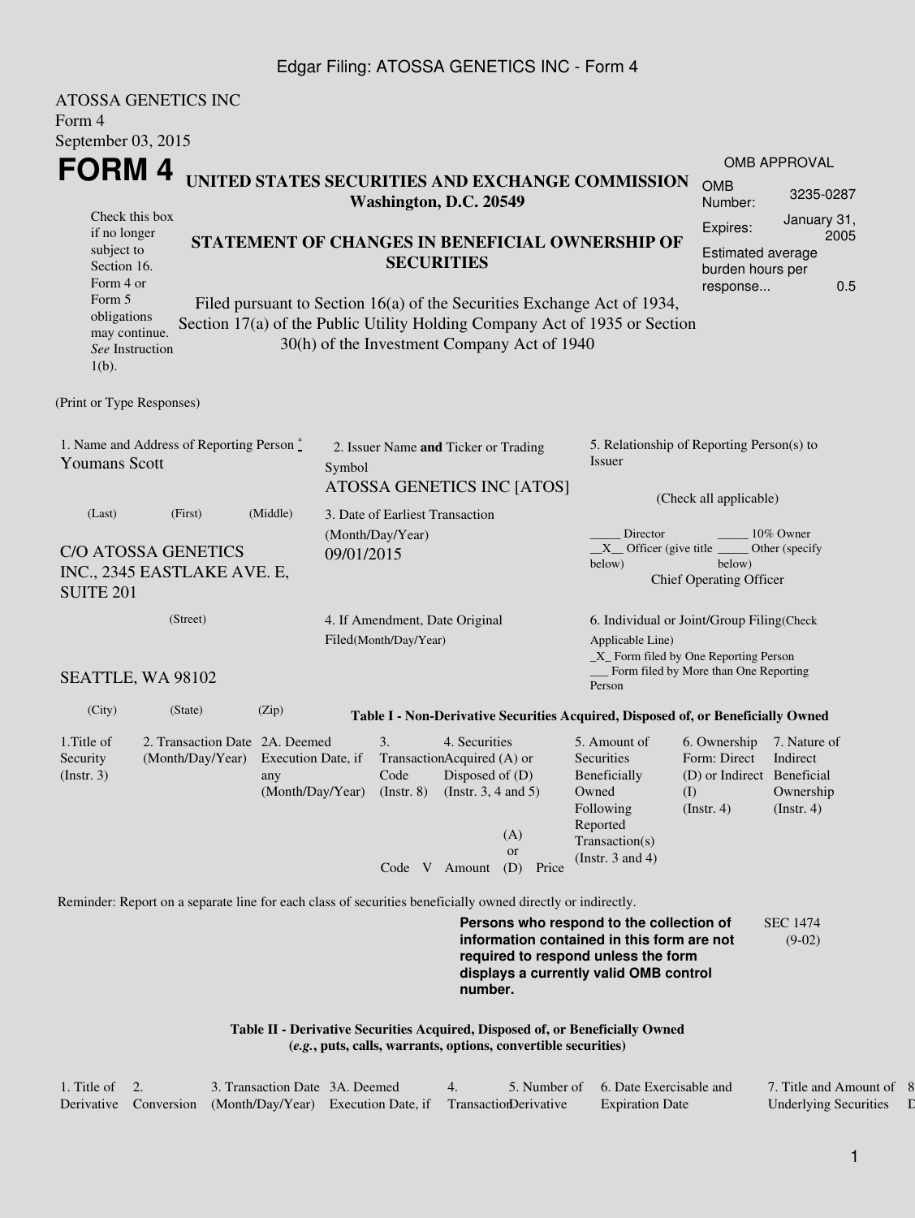Edgar Filing: ATOSSA GENETICS INC - Form 4

ATOSSA GENETICS INC
Form 4
September 03, 2015

# FORM 4

**UNITED STATES SECURITIES AND EXCHANGE COMMISSION**
**Washington, D.C. 20549**

| OMB APPROVAL | |
|---|---|
| OMB Number: | 3235-0287 |
| Expires: | January 31, 2005 |
| Estimated average burden hours per response... | 0.5 |

Check this box if no longer subject to Section 16. Form 4 or Form 5 obligations may continue. *See* Instruction 1(b).

**STATEMENT OF CHANGES IN BENEFICIAL OWNERSHIP OF SECURITIES**

Filed pursuant to Section 16(a) of the Securities Exchange Act of 1934, Section 17(a) of the Public Utility Holding Company Act of 1935 or Section 30(h) of the Investment Company Act of 1940

(Print or Type Responses)

1. Name and Address of Reporting Person *
Youmans Scott

(Last) (First) (Middle)

C/O ATOSSA GENETICS INC., 2345 EASTLAKE AVE. E, SUITE 201

(Street)

SEATTLE, WA 98102

(City) (State) (Zip)

2. Issuer Name **and** Ticker or Trading Symbol
ATOSSA GENETICS INC [ATOS]

3. Date of Earliest Transaction (Month/Day/Year)
09/01/2015

4. If Amendment, Date Original Filed(Month/Day/Year)

5. Relationship of Reporting Person(s) to Issuer

(Check all applicable)

_____ Director _____ 10% Owner
__X__ Officer (give title below) _____ Other (specify below)
Chief Operating Officer

6. Individual or Joint/Group Filing(Check Applicable Line)
_X_ Form filed by One Reporting Person
___ Form filed by More than One Reporting Person

**Table I - Non-Derivative Securities Acquired, Disposed of, or Beneficially Owned**

| 1.Title of Security (Instr. 3) | 2. Transaction Date (Month/Day/Year) | 2A. Deemed Execution Date, if any (Month/Day/Year) | 3. Transaction Code (Instr. 8) | | 4. Securities Acquired (A) or Disposed of (D) (Instr. 3, 4 and 5) | | | 5. Amount of Securities Beneficially Owned Following Reported Transaction(s) (Instr. 3 and 4) | 6. Ownership Form: Direct (D) or Indirect (I) (Instr. 4) | 7. Nature of Indirect Beneficial Ownership (Instr. 4) |
|---|---|---|---|---|---|---|---|---|---|---|
| | | | Code | V | Amount | (A) or (D) | Price | | | |

Reminder: Report on a separate line for each class of securities beneficially owned directly or indirectly.

**Persons who respond to the collection of information contained in this form are not required to respond unless the form displays a currently valid OMB control number.**

SEC 1474 (9-02)

**Table II - Derivative Securities Acquired, Disposed of, or Beneficially Owned**
**(*e.g.*, puts, calls, warrants, options, convertible securities)**

| 1. Title of Derivative | 2. Conversion | 3. Transaction Date (Month/Day/Year) | 3A. Deemed Execution Date, if | 4. Transaction | 5. Number of Derivative | 6. Date Exercisable and Expiration Date | 7. Title and Amount of Underlying Securities | 8 D |
|---|---|---|---|---|---|---|---|---|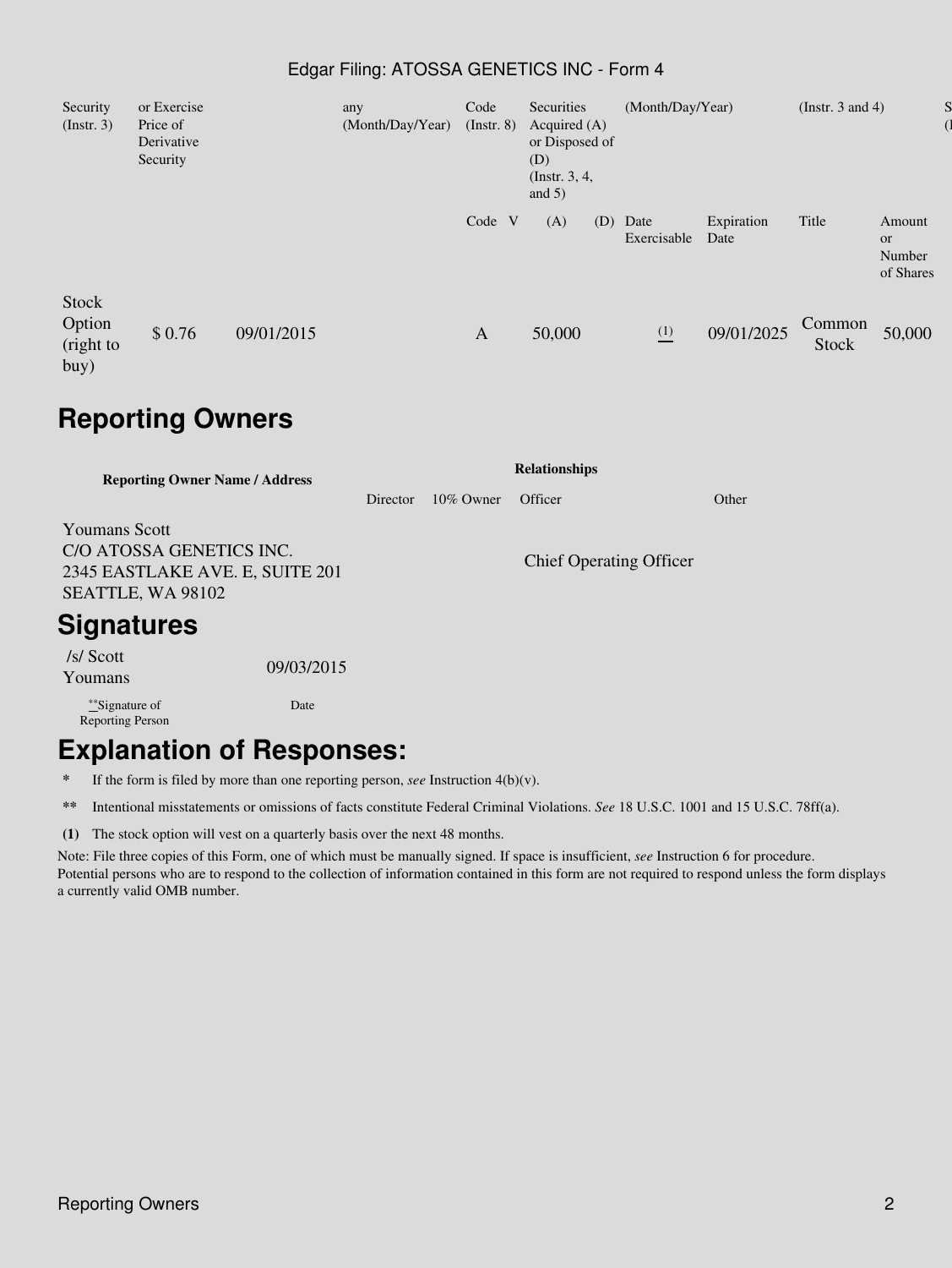| Security (Instr. 3) | or Exercise Price of Derivative Security | | any (Month/Day/Year) | Code (Instr. 8) | | Securities Acquired (A) or Disposed of (D) (Instr. 3, 4, and 5) | | (Month/Day/Year) | | (Instr. 3 and 4) | |
|---|---|---|---|---|---|---|---|---|---|---|---|
| | | | | Code | V | (A) | (D) | Date Exercisable | Expiration Date | Title | Amount or Number of Shares |
| Stock Option (right to buy) | $ 0.76 | 09/01/2015 | | A | | 50,000 | | (1) | 09/01/2025 | Common Stock | 50,000 |

# Reporting Owners

| Reporting Owner Name / Address | Relationships | | | |
|---|---|---|---|---|
| | Director | 10% Owner | Officer | Other |
| Youmans Scott<br>C/O ATOSSA GENETICS INC.<br>2345 EASTLAKE AVE. E, SUITE 201<br>SEATTLE, WA 98102 | | | Chief Operating Officer | |

# Signatures

| | |
|---|---|
| /s/ Scott Youmans | 09/03/2015 |
| **Signature of Reporting Person | Date |

# Explanation of Responses:

* If the form is filed by more than one reporting person, *see* Instruction 4(b)(v).

** Intentional misstatements or omissions of facts constitute Federal Criminal Violations. *See* 18 U.S.C. 1001 and 15 U.S.C. 78ff(a).

(1) The stock option will vest on a quarterly basis over the next 48 months.

Note: File three copies of this Form, one of which must be manually signed. If space is insufficient, *see* Instruction 6 for procedure.
Potential persons who are to respond to the collection of information contained in this form are not required to respond unless the form displays a currently valid OMB number.